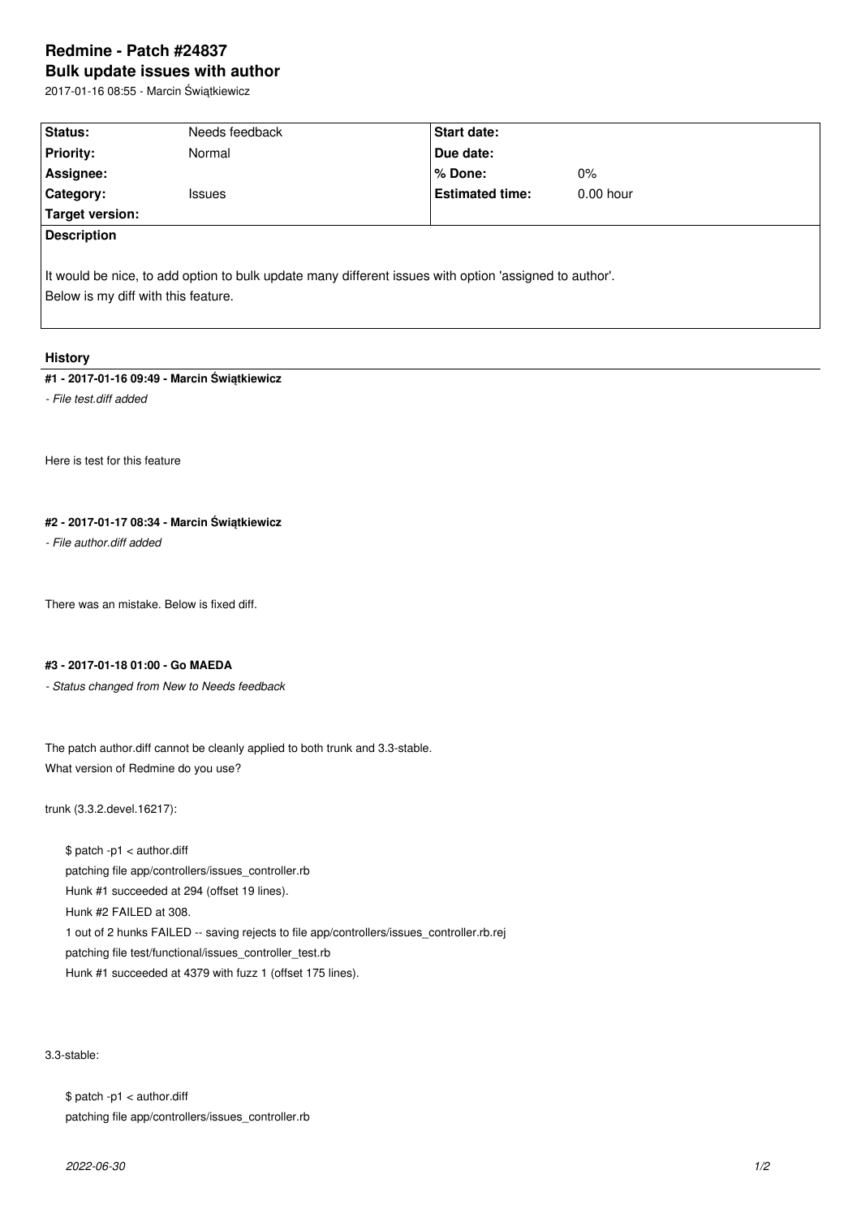# Redmine - Patch #24837

## Bulk update issues with author

2017-01-16 08:55 - Marcin Świątkiewicz

| Status: | Needs feedback | Start date: | |
|---|---|---|---|
| Priority: | Normal | Due date: | |
| Assignee: | | % Done: | 0% |
| Category: | Issues | Estimated time: | 0.00 hour |
| Target version: | | | |

**Description**

It would be nice, to add option to bulk update many different issues with option 'assigned to author'.
Below is my diff with this feature.

### History

#### #1 - 2017-01-16 09:49 - Marcin Świątkiewicz

*- File test.diff added*

Here is test for this feature

#### #2 - 2017-01-17 08:34 - Marcin Świątkiewicz

*- File author.diff added*

There was an mistake. Below is fixed diff.

#### #3 - 2017-01-18 01:00 - Go MAEDA

*- Status changed from New to Needs feedback*

The patch author.diff cannot be cleanly applied to both trunk and 3.3-stable.
What version of Redmine do you use?

trunk (3.3.2.devel.16217):

```
$ patch -p1 < author.diff
patching file app/controllers/issues_controller.rb
Hunk #1 succeeded at 294 (offset 19 lines).
Hunk #2 FAILED at 308.
1 out of 2 hunks FAILED -- saving rejects to file app/controllers/issues_controller.rb.rej
patching file test/functional/issues_controller_test.rb
Hunk #1 succeeded at 4379 with fuzz 1 (offset 175 lines).
```

3.3-stable:

```
$ patch -p1 < author.diff
patching file app/controllers/issues_controller.rb
```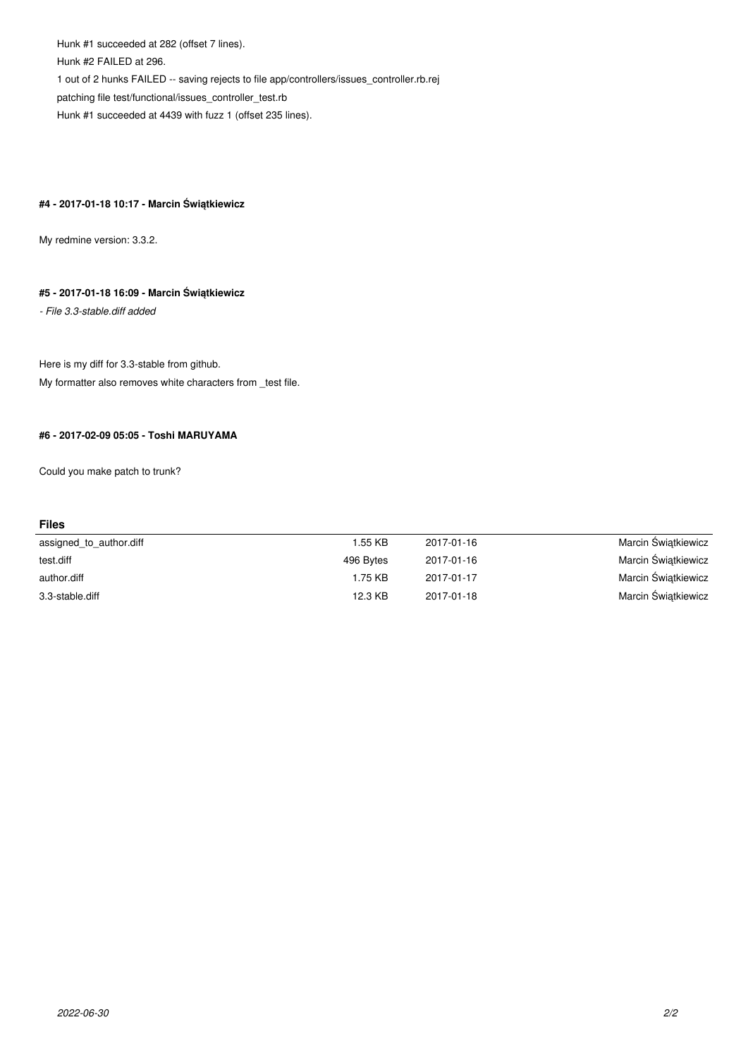Hunk #1 succeeded at 282 (offset 7 lines).

Hunk #2 FAILED at 296.

1 out of 2 hunks FAILED -- saving rejects to file app/controllers/issues_controller.rb.rej

patching file test/functional/issues_controller_test.rb

Hunk #1 succeeded at 4439 with fuzz 1 (offset 235 lines).

#### #4 - 2017-01-18 10:17 - Marcin Świątkiewicz

My redmine version: 3.3.2.

#### #5 - 2017-01-18 16:09 - Marcin Świątkiewicz

*- File 3.3-stable.diff added*

Here is my diff for 3.3-stable from github.

My formatter also removes white characters from _test file.

#### #6 - 2017-02-09 05:05 - Toshi MARUYAMA

Could you make patch to trunk?

### Files

| | | | |
|---|---|---|---|
| assigned_to_author.diff | 1.55 KB | 2017-01-16 | Marcin Świątkiewicz |
| test.diff | 496 Bytes | 2017-01-16 | Marcin Świątkiewicz |
| author.diff | 1.75 KB | 2017-01-17 | Marcin Świątkiewicz |
| 3.3-stable.diff | 12.3 KB | 2017-01-18 | Marcin Świątkiewicz |